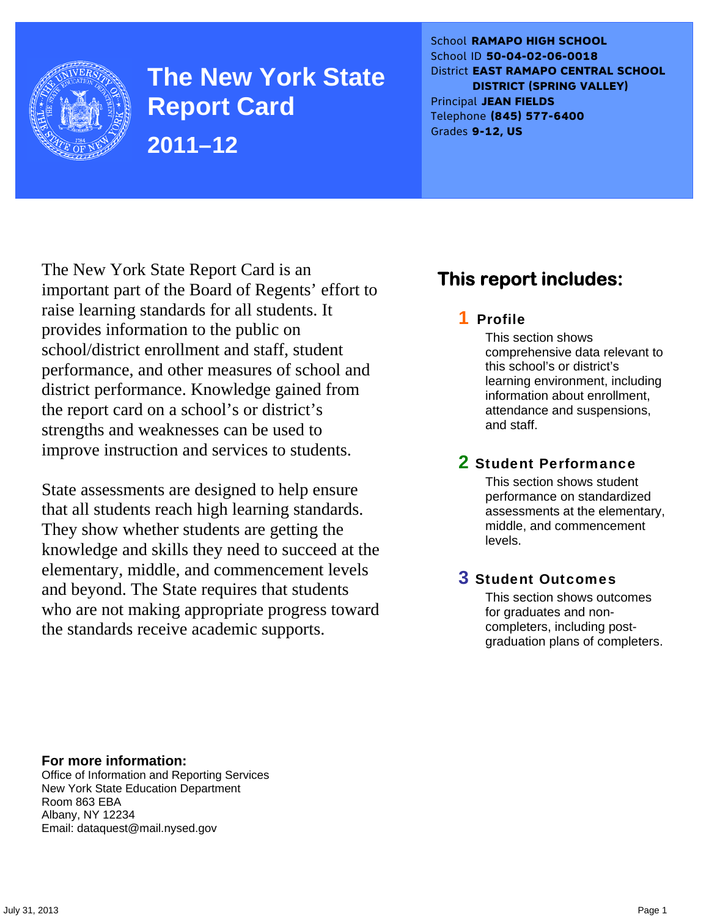# The New York State Report Card

## 2011–12

School **RAMAPO HIGH SCHOOL**
School ID **50-04-02-06-0018**
District **EAST RAMAPO CENTRAL SCHOOL DISTRICT (SPRING VALLEY)**
Principal **JEAN FIELDS**
Telephone **(845) 577-6400**
Grades **9-12, US**

The New York State Report Card is an important part of the Board of Regents' effort to raise learning standards for all students. It provides information to the public on school/district enrollment and staff, student performance, and other measures of school and district performance. Knowledge gained from the report card on a school's or district's strengths and weaknesses can be used to improve instruction and services to students.

State assessments are designed to help ensure that all students reach high learning standards. They show whether students are getting the knowledge and skills they need to succeed at the elementary, middle, and commencement levels and beyond. The State requires that students who are not making appropriate progress toward the standards receive academic supports.

## This report includes:

### 1 Profile

This section shows comprehensive data relevant to this school's or district's learning environment, including information about enrollment, attendance and suspensions, and staff.

### 2 Student Performance

This section shows student performance on standardized assessments at the elementary, middle, and commencement levels.

### 3 Student Outcomes

This section shows outcomes for graduates and non-completers, including post-graduation plans of completers.

**For more information:**
Office of Information and Reporting Services
New York State Education Department
Room 863 EBA
Albany, NY 12234
Email: dataquest@mail.nysed.gov

July 31, 2013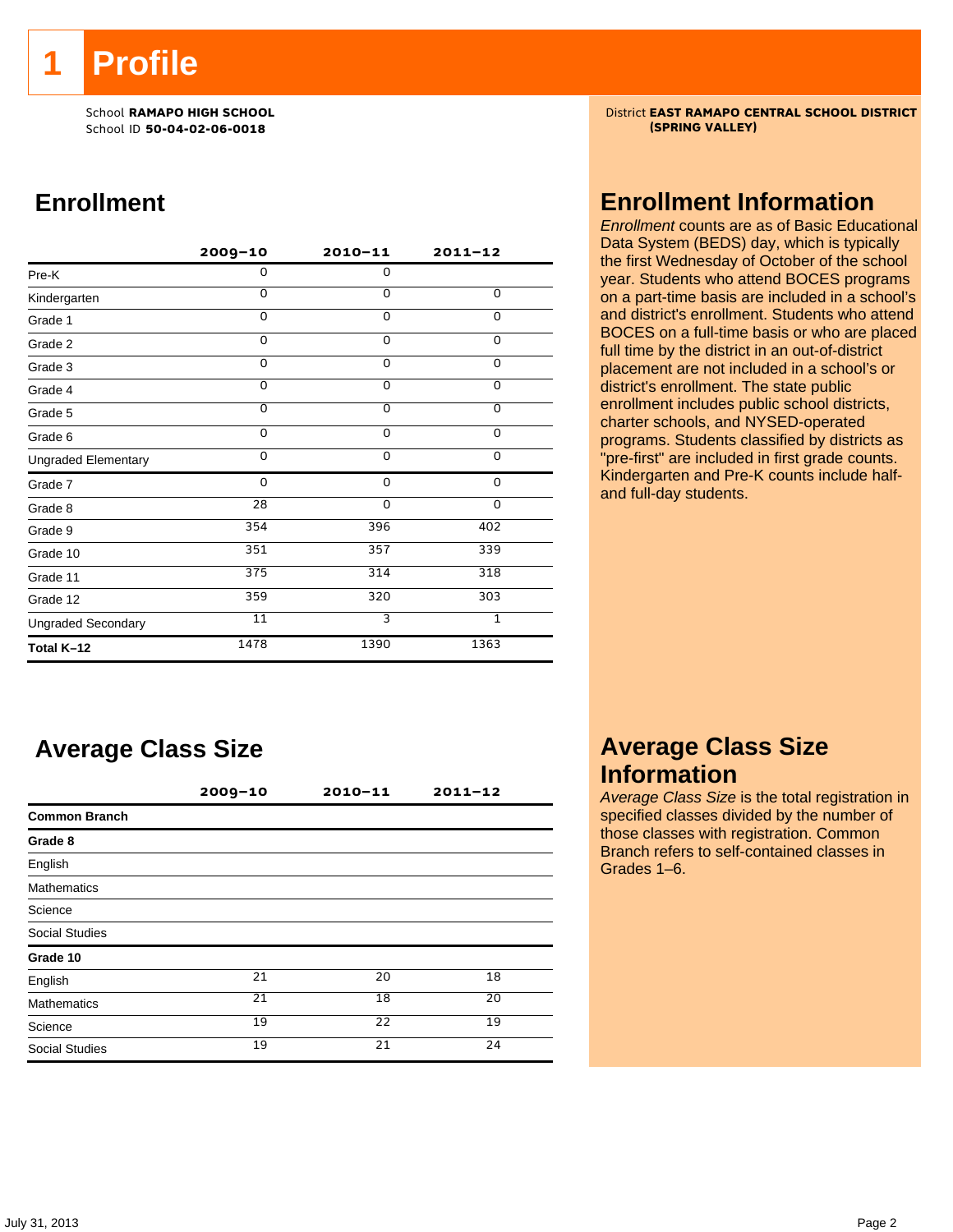# 1 Profile

School **RAMAPO HIGH SCHOOL**
School ID **50-04-02-06-0018**

District **EAST RAMAPO CENTRAL SCHOOL DISTRICT (SPRING VALLEY)**

## Enrollment

| | 2009–10 | 2010–11 | 2011–12 |
|---|---|---|---|
| Pre-K | 0 | 0 | |
| Kindergarten | 0 | 0 | 0 |
| Grade 1 | 0 | 0 | 0 |
| Grade 2 | 0 | 0 | 0 |
| Grade 3 | 0 | 0 | 0 |
| Grade 4 | 0 | 0 | 0 |
| Grade 5 | 0 | 0 | 0 |
| Grade 6 | 0 | 0 | 0 |
| Ungraded Elementary | 0 | 0 | 0 |
| Grade 7 | 0 | 0 | 0 |
| Grade 8 | 28 | 0 | 0 |
| Grade 9 | 354 | 396 | 402 |
| Grade 10 | 351 | 357 | 339 |
| Grade 11 | 375 | 314 | 318 |
| Grade 12 | 359 | 320 | 303 |
| Ungraded Secondary | 11 | 3 | 1 |
| **Total K–12** | 1478 | 1390 | 1363 |

## Enrollment Information

*Enrollment* counts are as of Basic Educational Data System (BEDS) day, which is typically the first Wednesday of October of the school year. Students who attend BOCES programs on a part-time basis are included in a school's and district's enrollment. Students who attend BOCES on a full-time basis or who are placed full time by the district in an out-of-district placement are not included in a school's or district's enrollment. The state public enrollment includes public school districts, charter schools, and NYSED-operated programs. Students classified by districts as "pre-first" are included in first grade counts. Kindergarten and Pre-K counts include half- and full-day students.

## Average Class Size

| | 2009–10 | 2010–11 | 2011–12 |
|---|---|---|---|
| **Common Branch** | | | |
| **Grade 8** | | | |
| English | | | |
| Mathematics | | | |
| Science | | | |
| Social Studies | | | |
| **Grade 10** | | | |
| English | 21 | 20 | 18 |
| Mathematics | 21 | 18 | 20 |
| Science | 19 | 22 | 19 |
| Social Studies | 19 | 21 | 24 |

## Average Class Size Information

*Average Class Size* is the total registration in specified classes divided by the number of those classes with registration. Common Branch refers to self-contained classes in Grades 1–6.

July 31, 2013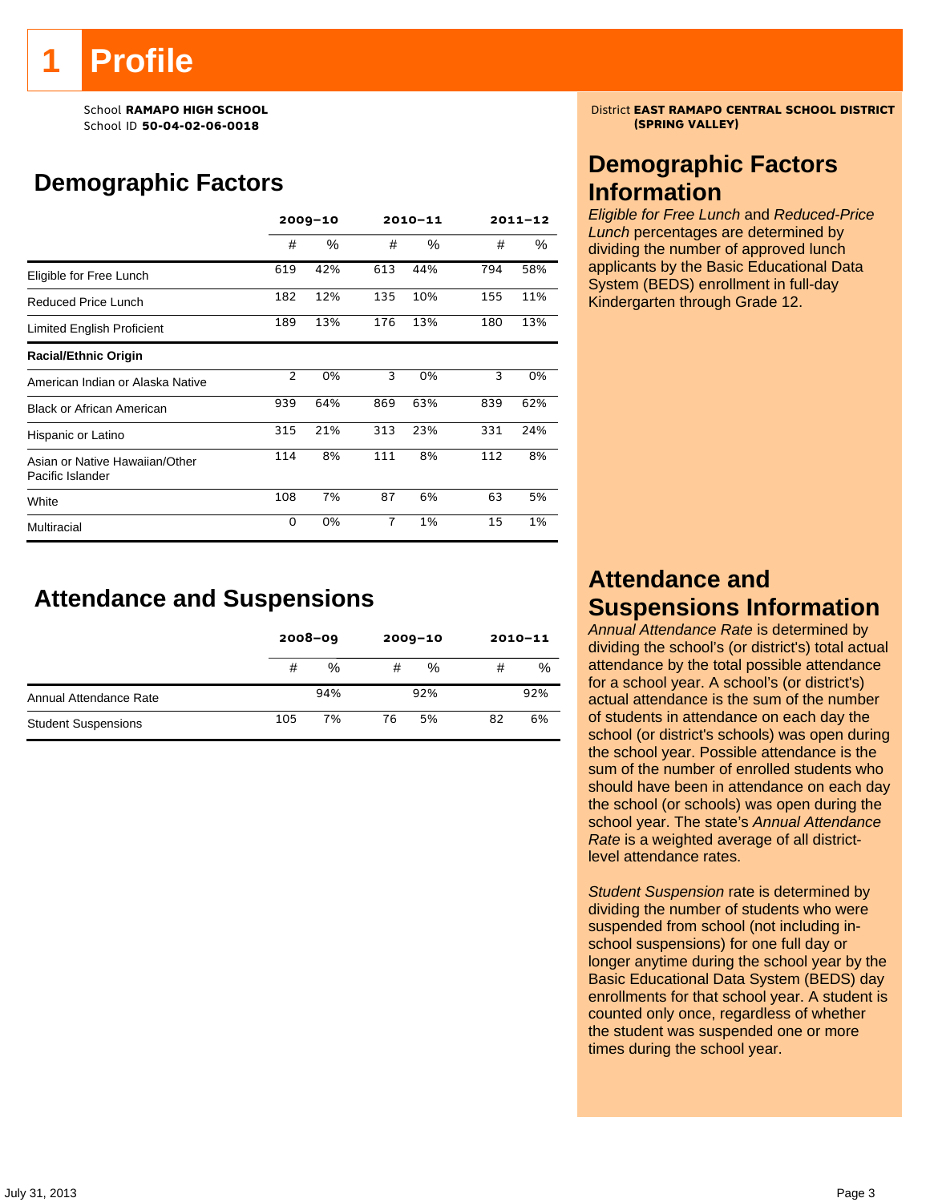# 1 Profile

School **RAMAPO HIGH SCHOOL**
School ID **50-04-02-06-0018**

District **EAST RAMAPO CENTRAL SCHOOL DISTRICT (SPRING VALLEY)**

## Demographic Factors

| | 2009–10 | | 2010–11 | | 2011–12 | |
|---|---|---|---|---|---|---|
| | # | % | # | % | # | % |
| Eligible for Free Lunch | 619 | 42% | 613 | 44% | 794 | 58% |
| Reduced Price Lunch | 182 | 12% | 135 | 10% | 155 | 11% |
| Limited English Proficient | 189 | 13% | 176 | 13% | 180 | 13% |
| **Racial/Ethnic Origin** | | | | | | |
| American Indian or Alaska Native | 2 | 0% | 3 | 0% | 3 | 0% |
| Black or African American | 939 | 64% | 869 | 63% | 839 | 62% |
| Hispanic or Latino | 315 | 21% | 313 | 23% | 331 | 24% |
| Asian or Native Hawaiian/Other Pacific Islander | 114 | 8% | 111 | 8% | 112 | 8% |
| White | 108 | 7% | 87 | 6% | 63 | 5% |
| Multiracial | 0 | 0% | 7 | 1% | 15 | 1% |

## Demographic Factors Information

*Eligible for Free Lunch* and *Reduced-Price Lunch* percentages are determined by dividing the number of approved lunch applicants by the Basic Educational Data System (BEDS) enrollment in full-day Kindergarten through Grade 12.

## Attendance and Suspensions

| | 2008–09 | | 2009–10 | | 2010–11 | |
|---|---|---|---|---|---|---|
| | # | % | # | % | # | % |
| Annual Attendance Rate | | 94% | | 92% | | 92% |
| Student Suspensions | 105 | 7% | 76 | 5% | 82 | 6% |

## Attendance and Suspensions Information

*Annual Attendance Rate* is determined by dividing the school's (or district's) total actual attendance by the total possible attendance for a school year. A school's (or district's) actual attendance is the sum of the number of students in attendance on each day the school (or district's schools) was open during the school year. Possible attendance is the sum of the number of enrolled students who should have been in attendance on each day the school (or schools) was open during the school year. The state's *Annual Attendance Rate* is a weighted average of all district-level attendance rates.

*Student Suspension* rate is determined by dividing the number of students who were suspended from school (not including in-school suspensions) for one full day or longer anytime during the school year by the Basic Educational Data System (BEDS) day enrollments for that school year. A student is counted only once, regardless of whether the student was suspended one or more times during the school year.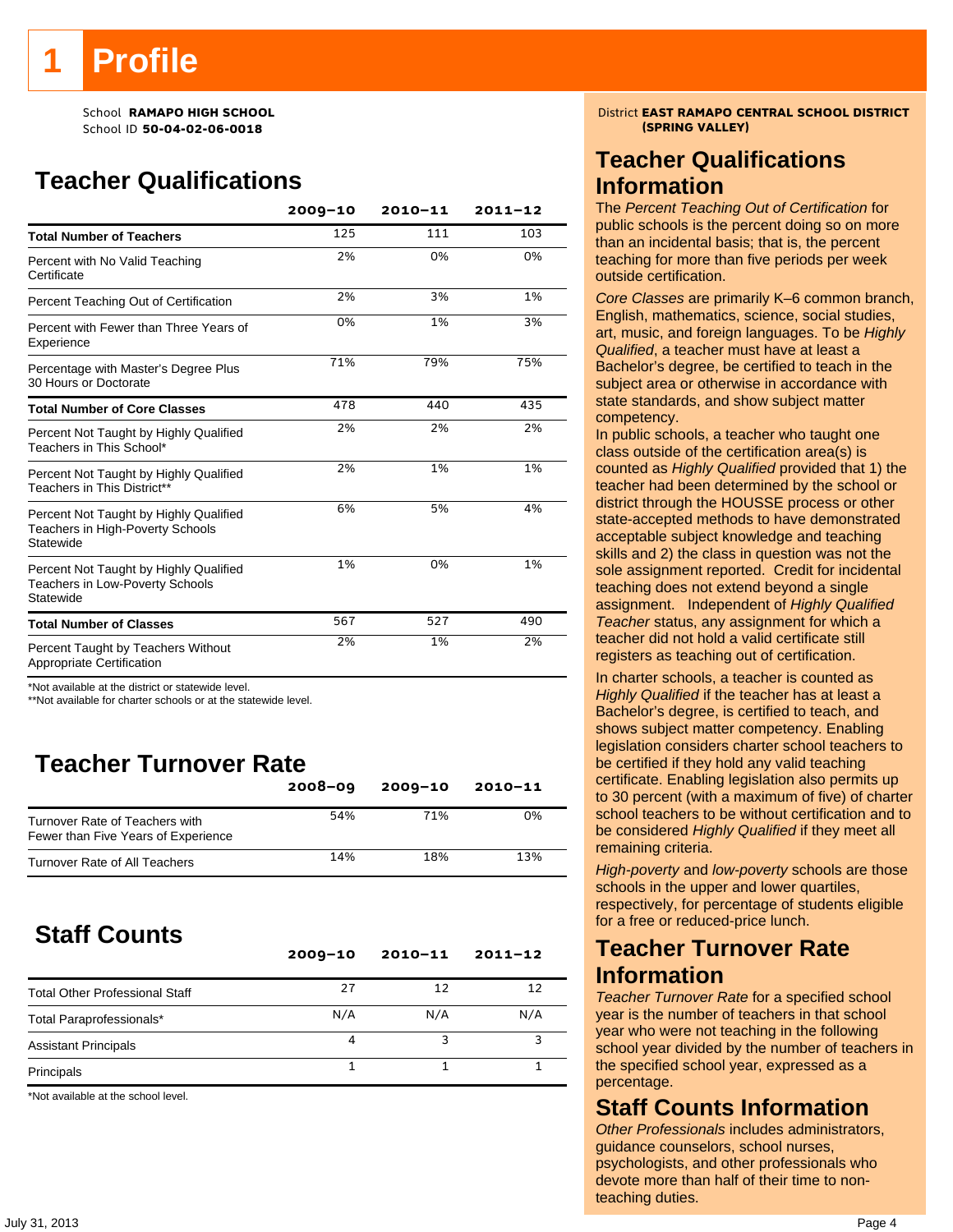# 1 Profile

School **RAMAPO HIGH SCHOOL**
School ID **50-04-02-06-0018**

District **EAST RAMAPO CENTRAL SCHOOL DISTRICT (SPRING VALLEY)**

## Teacher Qualifications

| | 2009–10 | 2010–11 | 2011–12 |
|---|---|---|---|
| **Total Number of Teachers** | 125 | 111 | 103 |
| Percent with No Valid Teaching Certificate | 2% | 0% | 0% |
| Percent Teaching Out of Certification | 2% | 3% | 1% |
| Percent with Fewer than Three Years of Experience | 0% | 1% | 3% |
| Percentage with Master's Degree Plus 30 Hours or Doctorate | 71% | 79% | 75% |
| **Total Number of Core Classes** | 478 | 440 | 435 |
| Percent Not Taught by Highly Qualified Teachers in This School* | 2% | 2% | 2% |
| Percent Not Taught by Highly Qualified Teachers in This District** | 2% | 1% | 1% |
| Percent Not Taught by Highly Qualified Teachers in High-Poverty Schools Statewide | 6% | 5% | 4% |
| Percent Not Taught by Highly Qualified Teachers in Low-Poverty Schools Statewide | 1% | 0% | 1% |
| **Total Number of Classes** | 567 | 527 | 490 |
| Percent Taught by Teachers Without Appropriate Certification | 2% | 1% | 2% |

*Not available at the district or statewide level.
**Not available for charter schools or at the statewide level.

## Teacher Turnover Rate

| | 2008–09 | 2009–10 | 2010–11 |
|---|---|---|---|
| Turnover Rate of Teachers with Fewer than Five Years of Experience | 54% | 71% | 0% |
| Turnover Rate of All Teachers | 14% | 18% | 13% |

## Staff Counts

| | 2009–10 | 2010–11 | 2011–12 |
|---|---|---|---|
| Total Other Professional Staff | 27 | 12 | 12 |
| Total Paraprofessionals* | N/A | N/A | N/A |
| Assistant Principals | 4 | 3 | 3 |
| Principals | 1 | 1 | 1 |

*Not available at the school level.

## Teacher Qualifications Information

The *Percent Teaching Out of Certification* for public schools is the percent doing so on more than an incidental basis; that is, the percent teaching for more than five periods per week outside certification.

*Core Classes* are primarily K–6 common branch, English, mathematics, science, social studies, art, music, and foreign languages. To be *Highly Qualified*, a teacher must have at least a Bachelor's degree, be certified to teach in the subject area or otherwise in accordance with state standards, and show subject matter competency.

In public schools, a teacher who taught one class outside of the certification area(s) is counted as *Highly Qualified* provided that 1) the teacher had been determined by the school or district through the HOUSSE process or other state-accepted methods to have demonstrated acceptable subject knowledge and teaching skills and 2) the class in question was not the sole assignment reported. Credit for incidental teaching does not extend beyond a single assignment. Independent of *Highly Qualified Teacher* status, any assignment for which a teacher did not hold a valid certificate still registers as teaching out of certification.

In charter schools, a teacher is counted as *Highly Qualified* if the teacher has at least a Bachelor's degree, is certified to teach, and shows subject matter competency. Enabling legislation considers charter school teachers to be certified if they hold any valid teaching certificate. Enabling legislation also permits up to 30 percent (with a maximum of five) of charter school teachers to be without certification and to be considered *Highly Qualified* if they meet all remaining criteria.

*High-poverty* and *low-poverty* schools are those schools in the upper and lower quartiles, respectively, for percentage of students eligible for a free or reduced-price lunch.

## Teacher Turnover Rate Information

*Teacher Turnover Rate* for a specified school year is the number of teachers in that school year who were not teaching in the following school year divided by the number of teachers in the specified school year, expressed as a percentage.

## Staff Counts Information

*Other Professionals* includes administrators, guidance counselors, school nurses, psychologists, and other professionals who devote more than half of their time to non-teaching duties.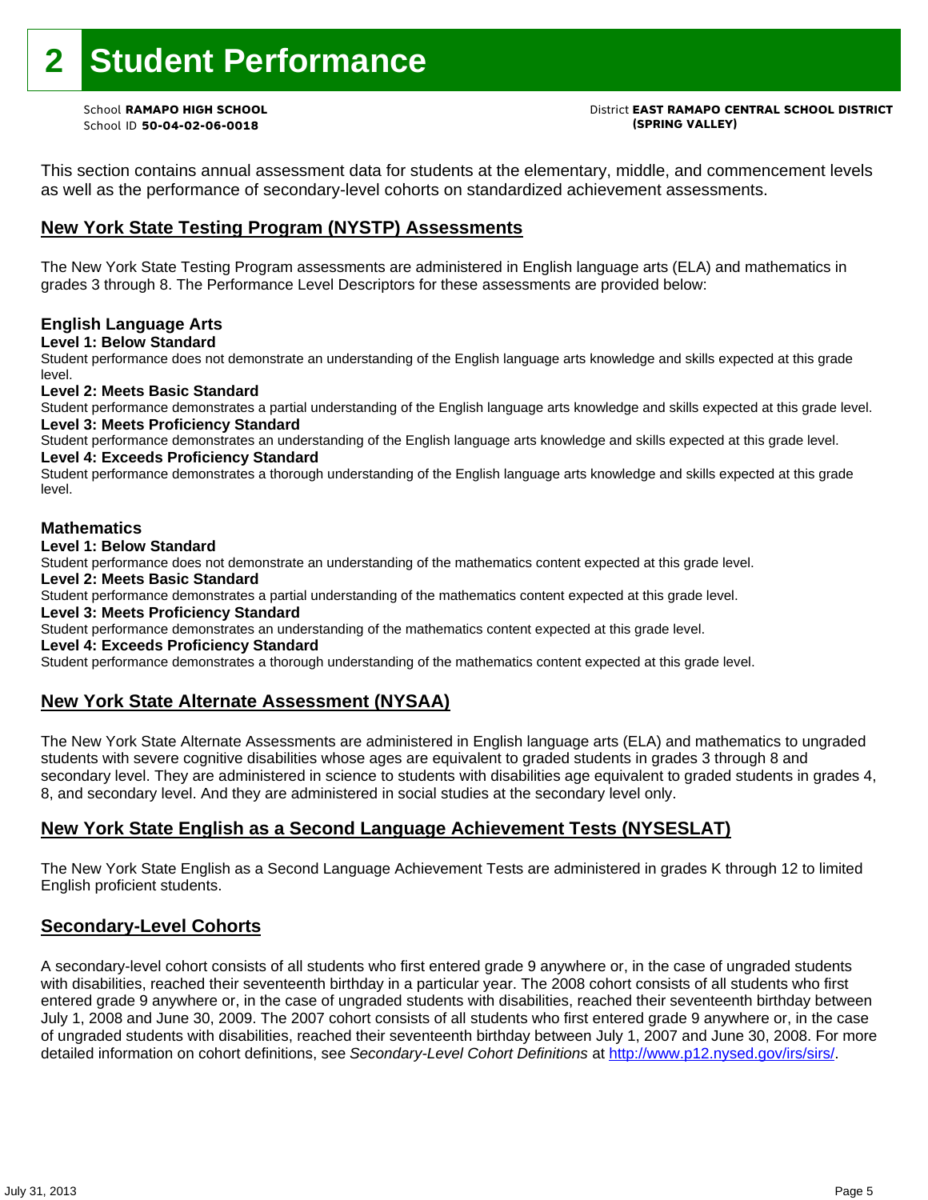# 2 Student Performance

School **RAMAPO HIGH SCHOOL**
School ID **50-04-02-06-0018**

District **EAST RAMAPO CENTRAL SCHOOL DISTRICT (SPRING VALLEY)**

This section contains annual assessment data for students at the elementary, middle, and commencement levels as well as the performance of secondary-level cohorts on standardized achievement assessments.

## New York State Testing Program (NYSTP) Assessments

The New York State Testing Program assessments are administered in English language arts (ELA) and mathematics in grades 3 through 8. The Performance Level Descriptors for these assessments are provided below:

### English Language Arts

**Level 1: Below Standard**
Student performance does not demonstrate an understanding of the English language arts knowledge and skills expected at this grade level.

**Level 2: Meets Basic Standard**
Student performance demonstrates a partial understanding of the English language arts knowledge and skills expected at this grade level.

**Level 3: Meets Proficiency Standard**
Student performance demonstrates an understanding of the English language arts knowledge and skills expected at this grade level.

**Level 4: Exceeds Proficiency Standard**
Student performance demonstrates a thorough understanding of the English language arts knowledge and skills expected at this grade level.

### Mathematics

**Level 1: Below Standard**
Student performance does not demonstrate an understanding of the mathematics content expected at this grade level.

**Level 2: Meets Basic Standard**
Student performance demonstrates a partial understanding of the mathematics content expected at this grade level.

**Level 3: Meets Proficiency Standard**
Student performance demonstrates an understanding of the mathematics content expected at this grade level.

**Level 4: Exceeds Proficiency Standard**
Student performance demonstrates a thorough understanding of the mathematics content expected at this grade level.

## New York State Alternate Assessment (NYSAA)

The New York State Alternate Assessments are administered in English language arts (ELA) and mathematics to ungraded students with severe cognitive disabilities whose ages are equivalent to graded students in grades 3 through 8 and secondary level. They are administered in science to students with disabilities age equivalent to graded students in grades 4, 8, and secondary level. And they are administered in social studies at the secondary level only.

## New York State English as a Second Language Achievement Tests (NYSESLAT)

The New York State English as a Second Language Achievement Tests are administered in grades K through 12 to limited English proficient students.

## Secondary-Level Cohorts

A secondary-level cohort consists of all students who first entered grade 9 anywhere or, in the case of ungraded students with disabilities, reached their seventeenth birthday in a particular year. The 2008 cohort consists of all students who first entered grade 9 anywhere or, in the case of ungraded students with disabilities, reached their seventeenth birthday between July 1, 2008 and June 30, 2009. The 2007 cohort consists of all students who first entered grade 9 anywhere or, in the case of ungraded students with disabilities, reached their seventeenth birthday between July 1, 2007 and June 30, 2008. For more detailed information on cohort definitions, see *Secondary-Level Cohort Definitions* at http://www.p12.nysed.gov/irs/sirs/.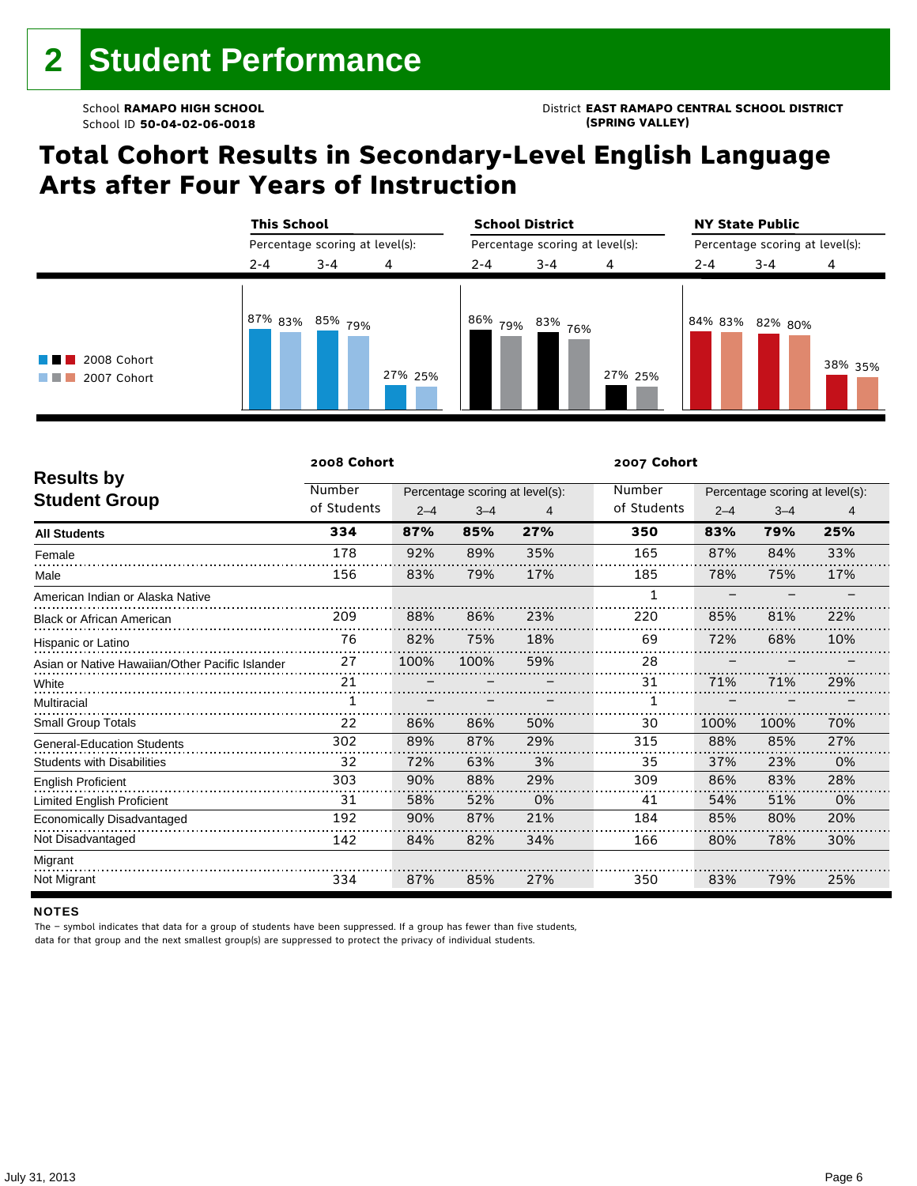# 2 Student Performance

School **RAMAPO HIGH SCHOOL**
School ID **50-04-02-06-0018**

District **EAST RAMAPO CENTRAL SCHOOL DISTRICT (SPRING VALLEY)**

## Total Cohort Results in Secondary-Level English Language Arts after Four Years of Instruction

| | This School | | | School District | | | NY State Public | | |
|---|---|---|---|---|---|---|---|---|---|
| | Percentage scoring at level(s): | | | Percentage scoring at level(s): | | | Percentage scoring at level(s): | | |
| | 2-4 | 3-4 | 4 | 2-4 | 3-4 | 4 | 2-4 | 3-4 | 4 |
| 2008 Cohort | 87% | 85% | 27% | 86% | 83% | 27% | 84% | 82% | 38% |
| 2007 Cohort | 83% | 79% | 25% | 79% | 76% | 25% | 83% | 80% | 35% |

| Results by Student Group | 2008 Cohort Number of Students | 2008 Cohort 2–4 | 2008 Cohort 3–4 | 2008 Cohort 4 | 2007 Cohort Number of Students | 2007 Cohort 2–4 | 2007 Cohort 3–4 | 2007 Cohort 4 |
|---|---|---|---|---|---|---|---|---|
| **All Students** | **334** | **87%** | **85%** | **27%** | **350** | **83%** | **79%** | **25%** |
| Female | 178 | 92% | 89% | 35% | 165 | 87% | 84% | 33% |
| Male | 156 | 83% | 79% | 17% | 185 | 78% | 75% | 17% |
| American Indian or Alaska Native | | | | | 1 | – | – | – |
| Black or African American | 209 | 88% | 86% | 23% | 220 | 85% | 81% | 22% |
| Hispanic or Latino | 76 | 82% | 75% | 18% | 69 | 72% | 68% | 10% |
| Asian or Native Hawaiian/Other Pacific Islander | 27 | 100% | 100% | 59% | 28 | – | – | – |
| White | 21 | – | – | – | 31 | 71% | 71% | 29% |
| Multiracial | 1 | – | – | – | 1 | – | – | – |
| Small Group Totals | 22 | 86% | 86% | 50% | 30 | 100% | 100% | 70% |
| General-Education Students | 302 | 89% | 87% | 29% | 315 | 88% | 85% | 27% |
| Students with Disabilities | 32 | 72% | 63% | 3% | 35 | 37% | 23% | 0% |
| English Proficient | 303 | 90% | 88% | 29% | 309 | 86% | 83% | 28% |
| Limited English Proficient | 31 | 58% | 52% | 0% | 41 | 54% | 51% | 0% |
| Economically Disadvantaged | 192 | 90% | 87% | 21% | 184 | 85% | 80% | 20% |
| Not Disadvantaged | 142 | 84% | 82% | 34% | 166 | 80% | 78% | 30% |
| Migrant | | | | | | | | |
| Not Migrant | 334 | 87% | 85% | 27% | 350 | 83% | 79% | 25% |

**NOTES**

The – symbol indicates that data for a group of students have been suppressed. If a group has fewer than five students, data for that group and the next smallest group(s) are suppressed to protect the privacy of individual students.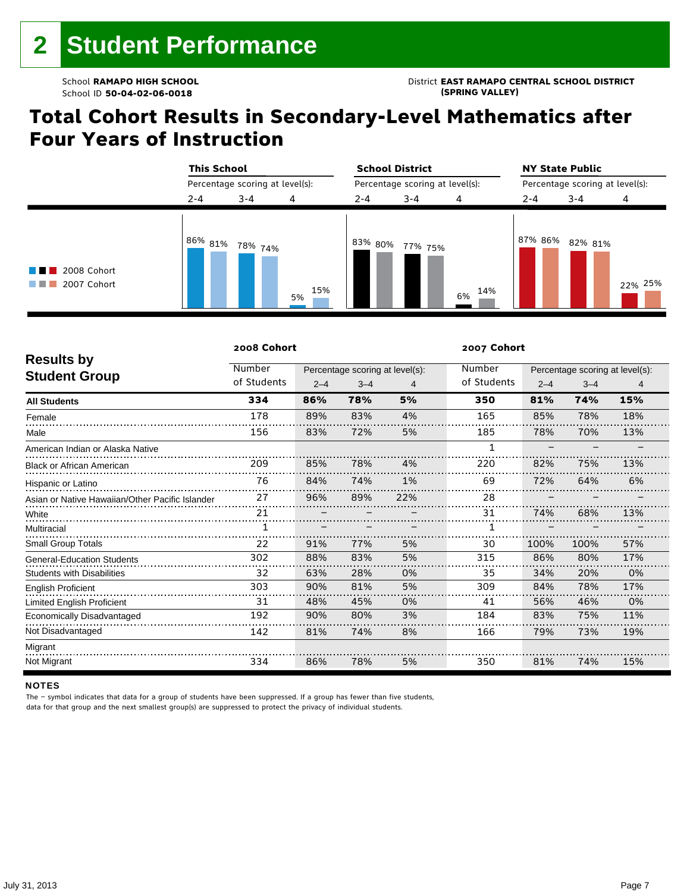# 2 Student Performance

School **RAMAPO HIGH SCHOOL**
School ID **50-04-02-06-0018**

District **EAST RAMAPO CENTRAL SCHOOL DISTRICT (SPRING VALLEY)**

## Total Cohort Results in Secondary-Level Mathematics after Four Years of Instruction

| | This School | | | School District | | | NY State Public | | |
|---|---|---|---|---|---|---|---|---|---|
| Percentage scoring at level(s): | 2-4 | 3-4 | 4 | 2-4 | 3-4 | 4 | 2-4 | 3-4 | 4 |
| 2008 Cohort | 86% | 78% | 5% | 83% | 77% | 6% | 87% | 82% | 22% |
| 2007 Cohort | 81% | 74% | 15% | 80% | 75% | 14% | 86% | 81% | 25% |

| Results by Student Group | 2008 Cohort | | | | 2007 Cohort | | | |
|---|---|---|---|---|---|---|---|---|
| | Number of Students | Percentage scoring at level(s): 2–4 | 3–4 | 4 | Number of Students | Percentage scoring at level(s): 2–4 | 3–4 | 4 |
| **All Students** | **334** | **86%** | **78%** | **5%** | **350** | **81%** | **74%** | **15%** |
| Female | 178 | 89% | 83% | 4% | 165 | 85% | 78% | 18% |
| Male | 156 | 83% | 72% | 5% | 185 | 78% | 70% | 13% |
| American Indian or Alaska Native | | | | | 1 | – | – | – |
| Black or African American | 209 | 85% | 78% | 4% | 220 | 82% | 75% | 13% |
| Hispanic or Latino | 76 | 84% | 74% | 1% | 69 | 72% | 64% | 6% |
| Asian or Native Hawaiian/Other Pacific Islander | 27 | 96% | 89% | 22% | 28 | – | – | – |
| White | 21 | – | – | – | 31 | 74% | 68% | 13% |
| Multiracial | 1 | – | – | – | 1 | – | – | – |
| Small Group Totals | 22 | 91% | 77% | 5% | 30 | 100% | 100% | 57% |
| General-Education Students | 302 | 88% | 83% | 5% | 315 | 86% | 80% | 17% |
| Students with Disabilities | 32 | 63% | 28% | 0% | 35 | 34% | 20% | 0% |
| English Proficient | 303 | 90% | 81% | 5% | 309 | 84% | 78% | 17% |
| Limited English Proficient | 31 | 48% | 45% | 0% | 41 | 56% | 46% | 0% |
| Economically Disadvantaged | 192 | 90% | 80% | 3% | 184 | 83% | 75% | 11% |
| Not Disadvantaged | 142 | 81% | 74% | 8% | 166 | 79% | 73% | 19% |
| Migrant | | | | | | | | |
| Not Migrant | 334 | 86% | 78% | 5% | 350 | 81% | 74% | 15% |

**NOTES**

The – symbol indicates that data for a group of students have been suppressed. If a group has fewer than five students, data for that group and the next smallest group(s) are suppressed to protect the privacy of individual students.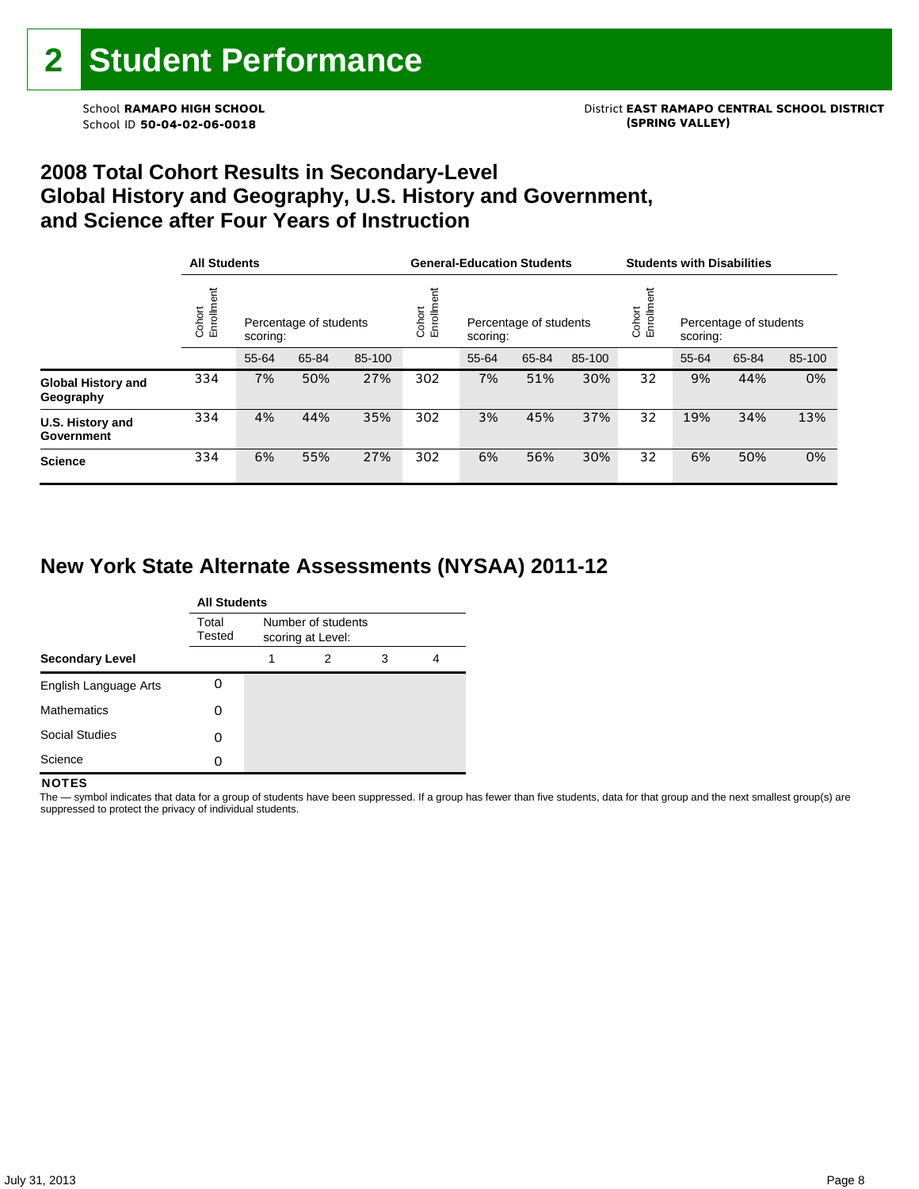# 2 Student Performance

School **RAMAPO HIGH SCHOOL**
School ID **50-04-02-06-0018**

District **EAST RAMAPO CENTRAL SCHOOL DISTRICT (SPRING VALLEY)**

## 2008 Total Cohort Results in Secondary-Level Global History and Geography, U.S. History and Government, and Science after Four Years of Instruction

| | All Students | | | | General-Education Students | | | | Students with Disabilities | | | |
|---|---|---|---|---|---|---|---|---|---|---|---|---|
| | Cohort Enrollment | Percentage of students scoring: | | | Cohort Enrollment | Percentage of students scoring: | | | Cohort Enrollment | Percentage of students scoring: | | |
| | | 55-64 | 65-84 | 85-100 | | 55-64 | 65-84 | 85-100 | | 55-64 | 65-84 | 85-100 |
| **Global History and Geography** | 334 | 7% | 50% | 27% | 302 | 7% | 51% | 30% | 32 | 9% | 44% | 0% |
| **U.S. History and Government** | 334 | 4% | 44% | 35% | 302 | 3% | 45% | 37% | 32 | 19% | 34% | 13% |
| **Science** | 334 | 6% | 55% | 27% | 302 | 6% | 56% | 30% | 32 | 6% | 50% | 0% |

## New York State Alternate Assessments (NYSAA) 2011-12

| | All Students | | | | |
|---|---|---|---|---|---|
| | Total Tested | Number of students scoring at Level: | | | |
| **Secondary Level** | | 1 | 2 | 3 | 4 |
| English Language Arts | 0 | | | | |
| Mathematics | 0 | | | | |
| Social Studies | 0 | | | | |
| Science | 0 | | | | |

**NOTES**

The — symbol indicates that data for a group of students have been suppressed. If a group has fewer than five students, data for that group and the next smallest group(s) are suppressed to protect the privacy of individual students.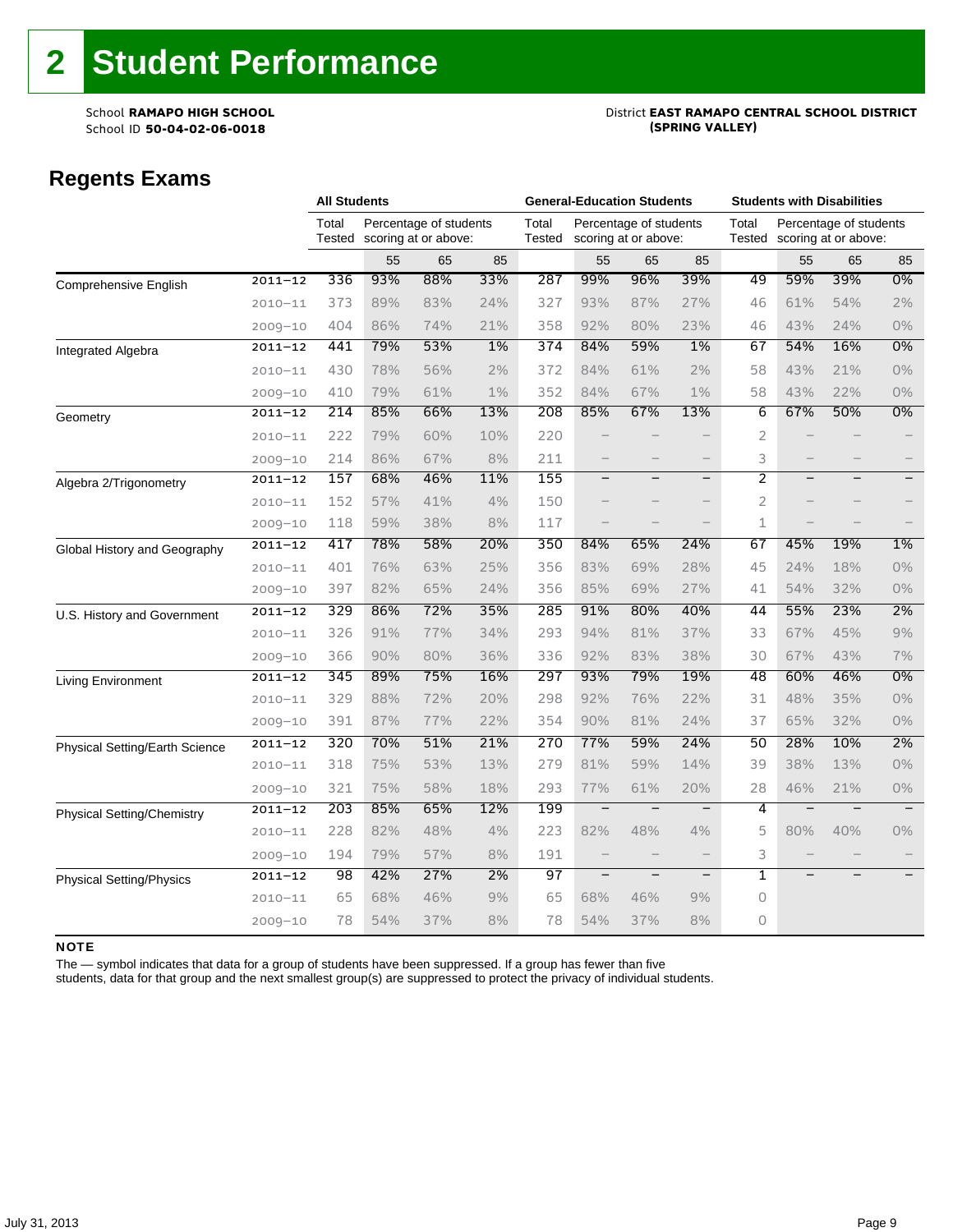# 2 Student Performance

School **RAMAPO HIGH SCHOOL**
School ID **50-04-02-06-0018**

District **EAST RAMAPO CENTRAL SCHOOL DISTRICT (SPRING VALLEY)**

## Regents Exams

| | | All Students | | | | General-Education Students | | | | Students with Disabilities | | | |
|---|---|---|---|---|---|---|---|---|---|---|---|---|---|
| | | Total Tested | Percentage of students scoring at or above: | | | Total Tested | Percentage of students scoring at or above: | | | Total Tested | Percentage of students scoring at or above: | | |
| | | | 55 | 65 | 85 | | 55 | 65 | 85 | | 55 | 65 | 85 |
| Comprehensive English | 2011–12 | 336 | 93% | 88% | 33% | 287 | 99% | 96% | 39% | 49 | 59% | 39% | 0% |
| | 2010–11 | 373 | 89% | 83% | 24% | 327 | 93% | 87% | 27% | 46 | 61% | 54% | 2% |
| | 2009–10 | 404 | 86% | 74% | 21% | 358 | 92% | 80% | 23% | 46 | 43% | 24% | 0% |
| Integrated Algebra | 2011–12 | 441 | 79% | 53% | 1% | 374 | 84% | 59% | 1% | 67 | 54% | 16% | 0% |
| | 2010–11 | 430 | 78% | 56% | 2% | 372 | 84% | 61% | 2% | 58 | 43% | 21% | 0% |
| | 2009–10 | 410 | 79% | 61% | 1% | 352 | 84% | 67% | 1% | 58 | 43% | 22% | 0% |
| Geometry | 2011–12 | 214 | 85% | 66% | 13% | 208 | 85% | 67% | 13% | 6 | 67% | 50% | 0% |
| | 2010–11 | 222 | 79% | 60% | 10% | 220 | – | – | – | 2 | – | – | – |
| | 2009–10 | 214 | 86% | 67% | 8% | 211 | – | – | – | 3 | – | – | – |
| Algebra 2/Trigonometry | 2011–12 | 157 | 68% | 46% | 11% | 155 | – | – | – | 2 | – | – | – |
| | 2010–11 | 152 | 57% | 41% | 4% | 150 | – | – | – | 2 | – | – | – |
| | 2009–10 | 118 | 59% | 38% | 8% | 117 | – | – | – | 1 | – | – | – |
| Global History and Geography | 2011–12 | 417 | 78% | 58% | 20% | 350 | 84% | 65% | 24% | 67 | 45% | 19% | 1% |
| | 2010–11 | 401 | 76% | 63% | 25% | 356 | 83% | 69% | 28% | 45 | 24% | 18% | 0% |
| | 2009–10 | 397 | 82% | 65% | 24% | 356 | 85% | 69% | 27% | 41 | 54% | 32% | 0% |
| U.S. History and Government | 2011–12 | 329 | 86% | 72% | 35% | 285 | 91% | 80% | 40% | 44 | 55% | 23% | 2% |
| | 2010–11 | 326 | 91% | 77% | 34% | 293 | 94% | 81% | 37% | 33 | 67% | 45% | 9% |
| | 2009–10 | 366 | 90% | 80% | 36% | 336 | 92% | 83% | 38% | 30 | 67% | 43% | 7% |
| Living Environment | 2011–12 | 345 | 89% | 75% | 16% | 297 | 93% | 79% | 19% | 48 | 60% | 46% | 0% |
| | 2010–11 | 329 | 88% | 72% | 20% | 298 | 92% | 76% | 22% | 31 | 48% | 35% | 0% |
| | 2009–10 | 391 | 87% | 77% | 22% | 354 | 90% | 81% | 24% | 37 | 65% | 32% | 0% |
| Physical Setting/Earth Science | 2011–12 | 320 | 70% | 51% | 21% | 270 | 77% | 59% | 24% | 50 | 28% | 10% | 2% |
| | 2010–11 | 318 | 75% | 53% | 13% | 279 | 81% | 59% | 14% | 39 | 38% | 13% | 0% |
| | 2009–10 | 321 | 75% | 58% | 18% | 293 | 77% | 61% | 20% | 28 | 46% | 21% | 0% |
| Physical Setting/Chemistry | 2011–12 | 203 | 85% | 65% | 12% | 199 | – | – | – | 4 | – | – | – |
| | 2010–11 | 228 | 82% | 48% | 4% | 223 | 82% | 48% | 4% | 5 | 80% | 40% | 0% |
| | 2009–10 | 194 | 79% | 57% | 8% | 191 | – | – | – | 3 | – | – | – |
| Physical Setting/Physics | 2011–12 | 98 | 42% | 27% | 2% | 97 | – | – | – | 1 | – | – | – |
| | 2010–11 | 65 | 68% | 46% | 9% | 65 | 68% | 46% | 9% | 0 | | | |
| | 2009–10 | 78 | 54% | 37% | 8% | 78 | 54% | 37% | 8% | 0 | | | |

**NOTE**

The — symbol indicates that data for a group of students have been suppressed. If a group has fewer than five students, data for that group and the next smallest group(s) are suppressed to protect the privacy of individual students.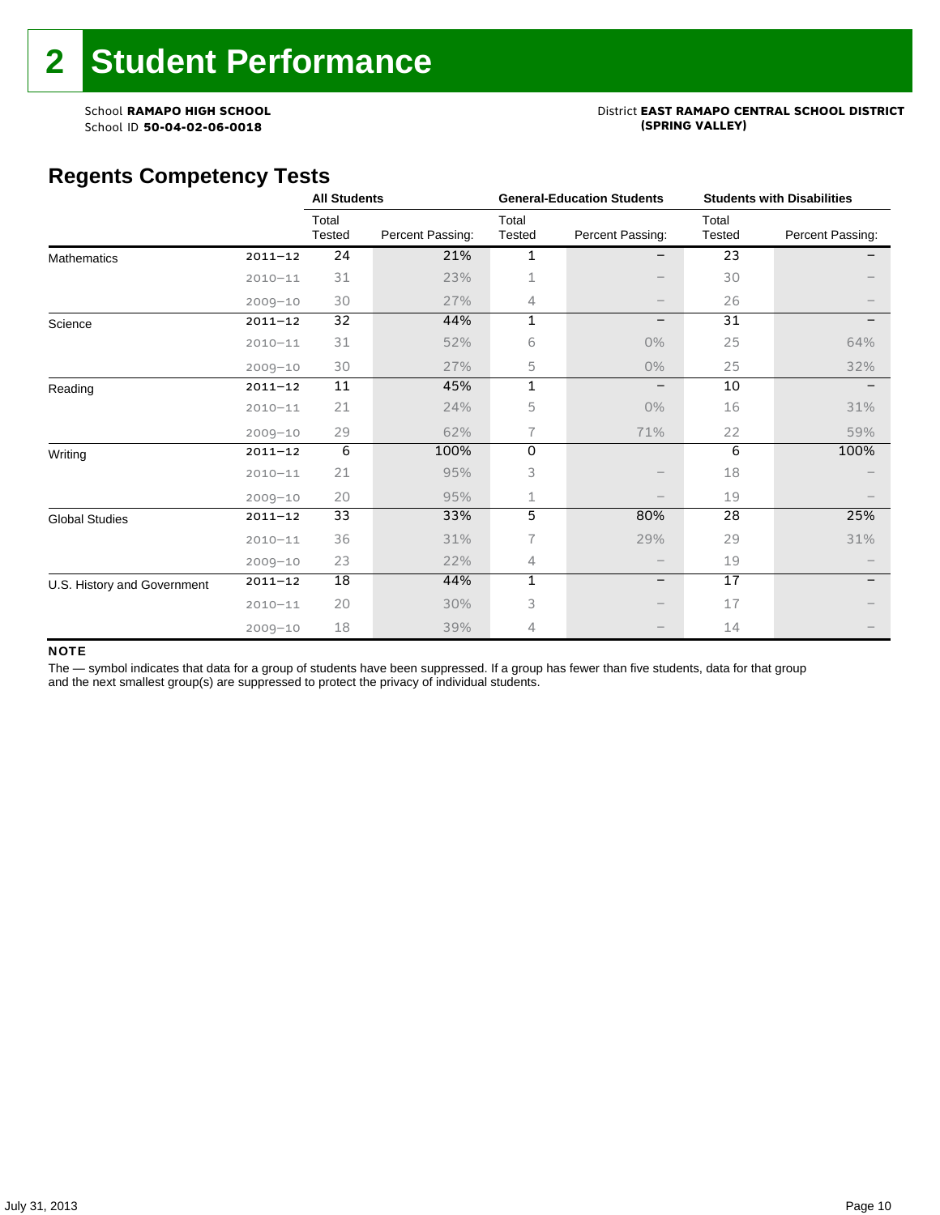# 2 Student Performance

School **RAMAPO HIGH SCHOOL**
School ID **50-04-02-06-0018**

District **EAST RAMAPO CENTRAL SCHOOL DISTRICT (SPRING VALLEY)**

## Regents Competency Tests

| | | All Students | | General-Education Students | | Students with Disabilities | |
|---|---|---|---|---|---|---|---|
| | | Total Tested | Percent Passing: | Total Tested | Percent Passing: | Total Tested | Percent Passing: |
| Mathematics | 2011–12 | 24 | 21% | 1 | – | 23 | – |
| | 2010–11 | 31 | 23% | 1 | – | 30 | – |
| | 2009–10 | 30 | 27% | 4 | – | 26 | – |
| Science | 2011–12 | 32 | 44% | 1 | – | 31 | – |
| | 2010–11 | 31 | 52% | 6 | 0% | 25 | 64% |
| | 2009–10 | 30 | 27% | 5 | 0% | 25 | 32% |
| Reading | 2011–12 | 11 | 45% | 1 | – | 10 | – |
| | 2010–11 | 21 | 24% | 5 | 0% | 16 | 31% |
| | 2009–10 | 29 | 62% | 7 | 71% | 22 | 59% |
| Writing | 2011–12 | 6 | 100% | 0 | | 6 | 100% |
| | 2010–11 | 21 | 95% | 3 | – | 18 | – |
| | 2009–10 | 20 | 95% | 1 | – | 19 | – |
| Global Studies | 2011–12 | 33 | 33% | 5 | 80% | 28 | 25% |
| | 2010–11 | 36 | 31% | 7 | 29% | 29 | 31% |
| | 2009–10 | 23 | 22% | 4 | – | 19 | – |
| U.S. History and Government | 2011–12 | 18 | 44% | 1 | – | 17 | – |
| | 2010–11 | 20 | 30% | 3 | – | 17 | – |
| | 2009–10 | 18 | 39% | 4 | – | 14 | – |

**NOTE**

The — symbol indicates that data for a group of students have been suppressed. If a group has fewer than five students, data for that group and the next smallest group(s) are suppressed to protect the privacy of individual students.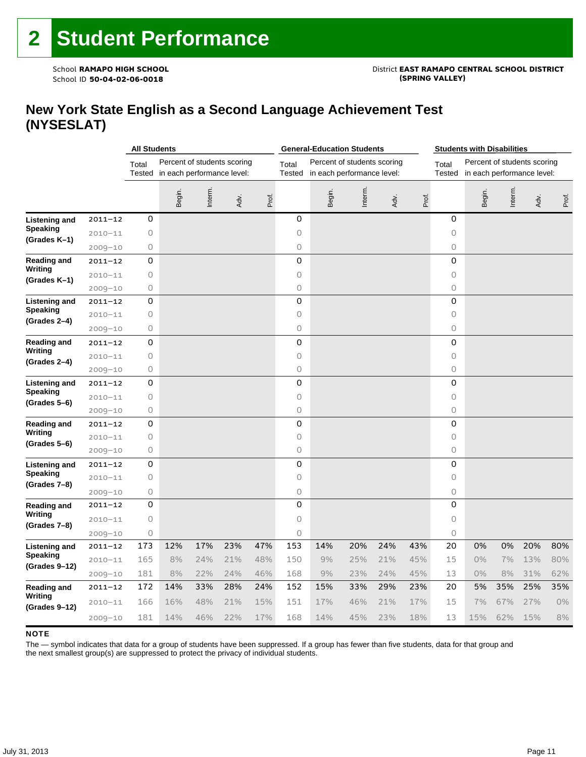# 2 Student Performance

School **RAMAPO HIGH SCHOOL**
School ID **50-04-02-06-0018**

District **EAST RAMAPO CENTRAL SCHOOL DISTRICT (SPRING VALLEY)**

## New York State English as a Second Language Achievement Test (NYSESLAT)

| | | All Students | | | | | General-Education Students | | | | | Students with Disabilities | | | | |
|---|---|---|---|---|---|---|---|---|---|---|---|---|---|---|---|---|
| | | Total Tested | Percent of students scoring in each performance level: | | | | Total Tested | Percent of students scoring in each performance level: | | | | Total Tested | Percent of students scoring in each performance level: | | | |
| | | | Begin. | Interm. | Adv. | Prof. | | Begin. | Interm. | Adv. | Prof. | | Begin. | Interm. | Adv. | Prof. |
| **Listening and Speaking (Grades K–1)** | 2011–12 | 0 | | | | | 0 | | | | | 0 | | | | |
| | 2010–11 | 0 | | | | | 0 | | | | | 0 | | | | |
| | 2009–10 | 0 | | | | | 0 | | | | | 0 | | | | |
| **Reading and Writing (Grades K–1)** | 2011–12 | 0 | | | | | 0 | | | | | 0 | | | | |
| | 2010–11 | 0 | | | | | 0 | | | | | 0 | | | | |
| | 2009–10 | 0 | | | | | 0 | | | | | 0 | | | | |
| **Listening and Speaking (Grades 2–4)** | 2011–12 | 0 | | | | | 0 | | | | | 0 | | | | |
| | 2010–11 | 0 | | | | | 0 | | | | | 0 | | | | |
| | 2009–10 | 0 | | | | | 0 | | | | | 0 | | | | |
| **Reading and Writing (Grades 2–4)** | 2011–12 | 0 | | | | | 0 | | | | | 0 | | | | |
| | 2010–11 | 0 | | | | | 0 | | | | | 0 | | | | |
| | 2009–10 | 0 | | | | | 0 | | | | | 0 | | | | |
| **Listening and Speaking (Grades 5–6)** | 2011–12 | 0 | | | | | 0 | | | | | 0 | | | | |
| | 2010–11 | 0 | | | | | 0 | | | | | 0 | | | | |
| | 2009–10 | 0 | | | | | 0 | | | | | 0 | | | | |
| **Reading and Writing (Grades 5–6)** | 2011–12 | 0 | | | | | 0 | | | | | 0 | | | | |
| | 2010–11 | 0 | | | | | 0 | | | | | 0 | | | | |
| | 2009–10 | 0 | | | | | 0 | | | | | 0 | | | | |
| **Listening and Speaking (Grades 7–8)** | 2011–12 | 0 | | | | | 0 | | | | | 0 | | | | |
| | 2010–11 | 0 | | | | | 0 | | | | | 0 | | | | |
| | 2009–10 | 0 | | | | | 0 | | | | | 0 | | | | |
| **Reading and Writing (Grades 7–8)** | 2011–12 | 0 | | | | | 0 | | | | | 0 | | | | |
| | 2010–11 | 0 | | | | | 0 | | | | | 0 | | | | |
| | 2009–10 | 0 | | | | | 0 | | | | | 0 | | | | |
| **Listening and Speaking (Grades 9–12)** | 2011–12 | 173 | 12% | 17% | 23% | 47% | 153 | 14% | 20% | 24% | 43% | 20 | 0% | 0% | 20% | 80% |
| | 2010–11 | 165 | 8% | 24% | 21% | 48% | 150 | 9% | 25% | 21% | 45% | 15 | 0% | 7% | 13% | 80% |
| | 2009–10 | 181 | 8% | 22% | 24% | 46% | 168 | 9% | 23% | 24% | 45% | 13 | 0% | 8% | 31% | 62% |
| **Reading and Writing (Grades 9–12)** | 2011–12 | 172 | 14% | 33% | 28% | 24% | 152 | 15% | 33% | 29% | 23% | 20 | 5% | 35% | 25% | 35% |
| | 2010–11 | 166 | 16% | 48% | 21% | 15% | 151 | 17% | 46% | 21% | 17% | 15 | 7% | 67% | 27% | 0% |
| | 2009–10 | 181 | 14% | 46% | 22% | 17% | 168 | 14% | 45% | 23% | 18% | 13 | 15% | 62% | 15% | 8% |

**NOTE**

The — symbol indicates that data for a group of students have been suppressed. If a group has fewer than five students, data for that group and the next smallest group(s) are suppressed to protect the privacy of individual students.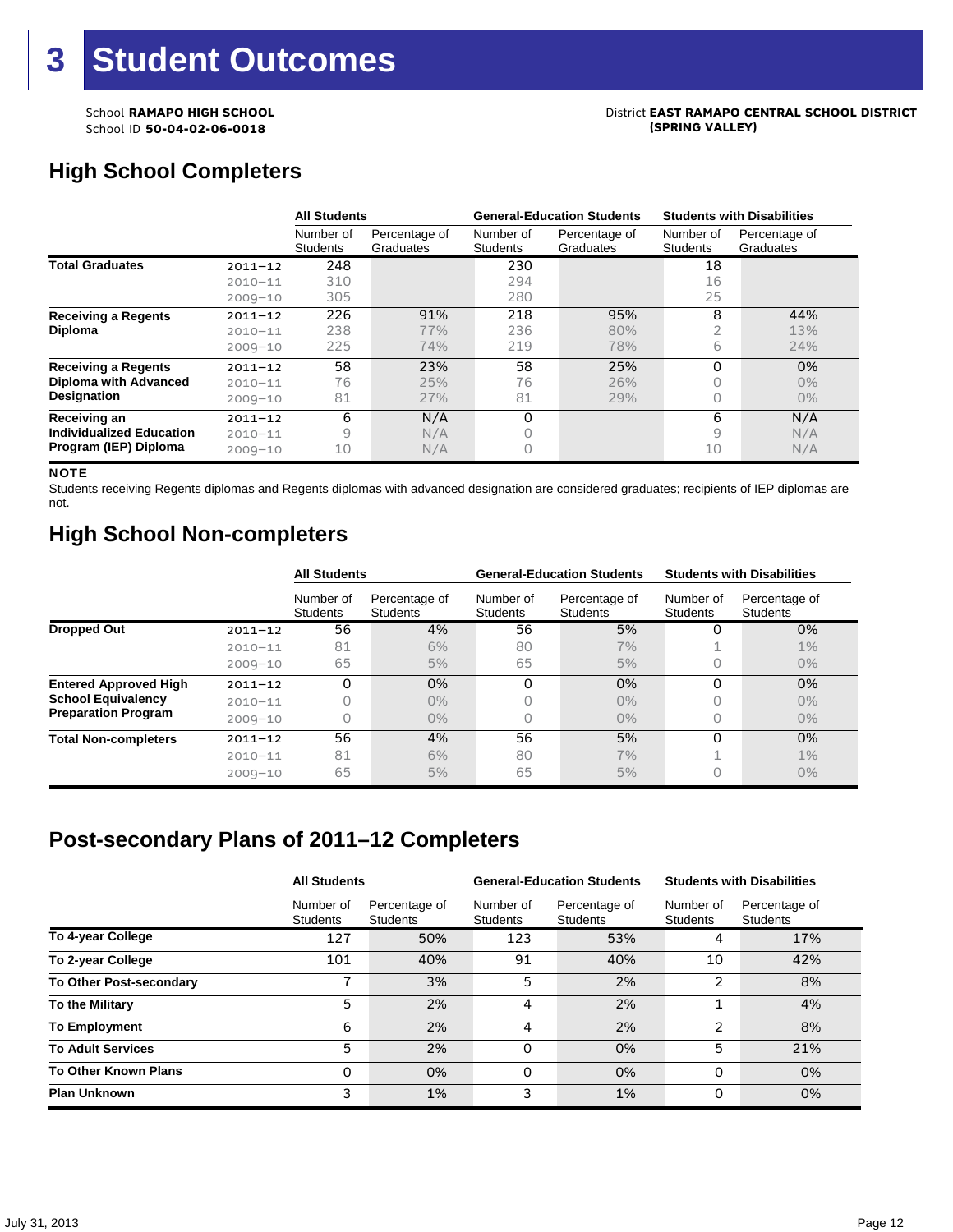# 3 Student Outcomes

School **RAMAPO HIGH SCHOOL**
School ID **50-04-02-06-0018**

District **EAST RAMAPO CENTRAL SCHOOL DISTRICT (SPRING VALLEY)**

## High School Completers

| | | All Students | | General-Education Students | | Students with Disabilities | |
|---|---|---|---|---|---|---|---|
| | | Number of Students | Percentage of Graduates | Number of Students | Percentage of Graduates | Number of Students | Percentage of Graduates |
| **Total Graduates** | 2011–12 | 248 | | 230 | | 18 | |
| | 2010–11 | 310 | | 294 | | 16 | |
| | 2009–10 | 305 | | 280 | | 25 | |
| **Receiving a Regents Diploma** | 2011–12 | 226 | 91% | 218 | 95% | 8 | 44% |
| | 2010–11 | 238 | 77% | 236 | 80% | 2 | 13% |
| | 2009–10 | 225 | 74% | 219 | 78% | 6 | 24% |
| **Receiving a Regents Diploma with Advanced Designation** | 2011–12 | 58 | 23% | 58 | 25% | 0 | 0% |
| | 2010–11 | 76 | 25% | 76 | 26% | 0 | 0% |
| | 2009–10 | 81 | 27% | 81 | 29% | 0 | 0% |
| **Receiving an Individualized Education Program (IEP) Diploma** | 2011–12 | 6 | N/A | 0 | | 6 | N/A |
| | 2010–11 | 9 | N/A | 0 | | 9 | N/A |
| | 2009–10 | 10 | N/A | 0 | | 10 | N/A |

**NOTE**

Students receiving Regents diplomas and Regents diplomas with advanced designation are considered graduates; recipients of IEP diplomas are not.

## High School Non-completers

| | | All Students | | General-Education Students | | Students with Disabilities | |
|---|---|---|---|---|---|---|---|
| | | Number of Students | Percentage of Students | Number of Students | Percentage of Students | Number of Students | Percentage of Students |
| **Dropped Out** | 2011–12 | 56 | 4% | 56 | 5% | 0 | 0% |
| | 2010–11 | 81 | 6% | 80 | 7% | 1 | 1% |
| | 2009–10 | 65 | 5% | 65 | 5% | 0 | 0% |
| **Entered Approved High School Equivalency Preparation Program** | 2011–12 | 0 | 0% | 0 | 0% | 0 | 0% |
| | 2010–11 | 0 | 0% | 0 | 0% | 0 | 0% |
| | 2009–10 | 0 | 0% | 0 | 0% | 0 | 0% |
| **Total Non-completers** | 2011–12 | 56 | 4% | 56 | 5% | 0 | 0% |
| | 2010–11 | 81 | 6% | 80 | 7% | 1 | 1% |
| | 2009–10 | 65 | 5% | 65 | 5% | 0 | 0% |

## Post-secondary Plans of 2011–12 Completers

| | All Students | | General-Education Students | | Students with Disabilities | |
|---|---|---|---|---|---|---|
| | Number of Students | Percentage of Students | Number of Students | Percentage of Students | Number of Students | Percentage of Students |
| **To 4-year College** | 127 | 50% | 123 | 53% | 4 | 17% |
| **To 2-year College** | 101 | 40% | 91 | 40% | 10 | 42% |
| **To Other Post-secondary** | 7 | 3% | 5 | 2% | 2 | 8% |
| **To the Military** | 5 | 2% | 4 | 2% | 1 | 4% |
| **To Employment** | 6 | 2% | 4 | 2% | 2 | 8% |
| **To Adult Services** | 5 | 2% | 0 | 0% | 5 | 21% |
| **To Other Known Plans** | 0 | 0% | 0 | 0% | 0 | 0% |
| **Plan Unknown** | 3 | 1% | 3 | 1% | 0 | 0% |

July 31, 2013